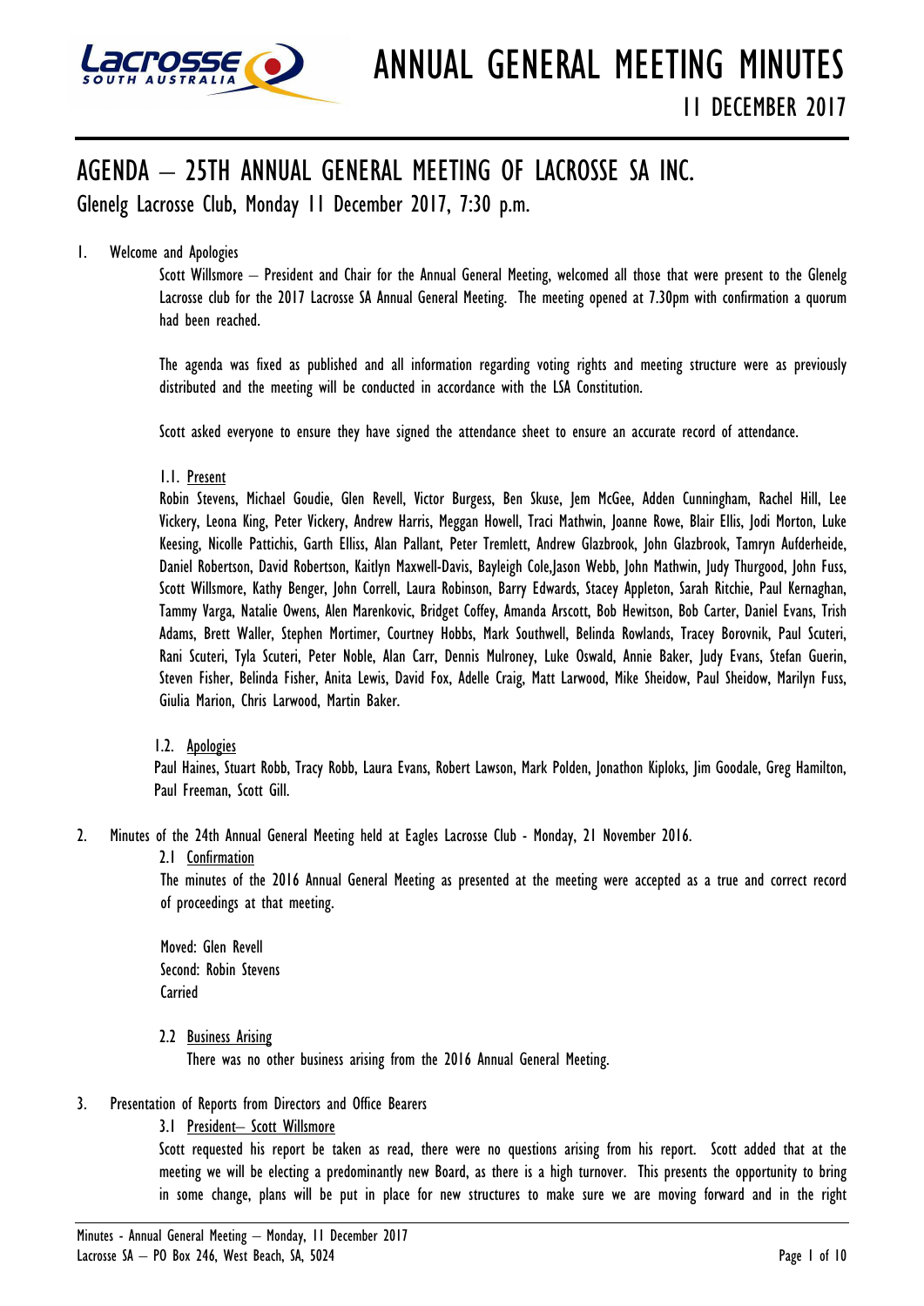# ANNUAL GENERAL MEETING MINUTES

## 11 DECEMBER 2017

# AGENDA – 25TH ANNUAL GENERAL MEETING OF LACROSSE SA INC.

Glenelg Lacrosse Club, Monday 11 December 2017, 7:30 p.m.

1. Welcome and Apologies

   Scott Willsmore – President and Chair for the Annual General Meeting, welcomed all those that were present to the Glenelg Lacrosse club for the 2017 Lacrosse SA Annual General Meeting. The meeting opened at 7.30pm with confirmation a quorum had been reached.

   The agenda was fixed as published and all information regarding voting rights and meeting structure were as previously distributed and the meeting will be conducted in accordance with the LSA Constitution.

   Scott asked everyone to ensure they have signed the attendance sheet to ensure an accurate record of attendance.

   1.1. Present

   Robin Stevens, Michael Goudie, Glen Revell, Victor Burgess, Ben Skuse, Jem McGee, Adden Cunningham, Rachel Hill, Lee Vickery, Leona King, Peter Vickery, Andrew Harris, Meggan Howell, Traci Mathwin, Joanne Rowe, Blair Ellis, Jodi Morton, Luke Keesing, Nicolle Pattichis, Garth Elliss, Alan Pallant, Peter Tremlett, Andrew Glazbrook, John Glazbrook, Tamryn Aufderheide, Daniel Robertson, David Robertson, Kaitlyn Maxwell-Davis, Bayleigh Cole,Jason Webb, John Mathwin, Judy Thurgood, John Fuss, Scott Willsmore, Kathy Benger, John Correll, Laura Robinson, Barry Edwards, Stacey Appleton, Sarah Ritchie, Paul Kernaghan, Tammy Varga, Natalie Owens, Alen Marenkovic, Bridget Coffey, Amanda Arscott, Bob Hewitson, Bob Carter, Daniel Evans, Trish Adams, Brett Waller, Stephen Mortimer, Courtney Hobbs, Mark Southwell, Belinda Rowlands, Tracey Borovnik, Paul Scuteri, Rani Scuteri, Tyla Scuteri, Peter Noble, Alan Carr, Dennis Mulroney, Luke Oswald, Annie Baker, Judy Evans, Stefan Guerin, Steven Fisher, Belinda Fisher, Anita Lewis, David Fox, Adelle Craig, Matt Larwood, Mike Sheidow, Paul Sheidow, Marilyn Fuss, Giulia Marion, Chris Larwood, Martin Baker.

   1.2. Apologies

   Paul Haines, Stuart Robb, Tracy Robb, Laura Evans, Robert Lawson, Mark Polden, Jonathon Kiploks, Jim Goodale, Greg Hamilton, Paul Freeman, Scott Gill.

2. Minutes of the 24th Annual General Meeting held at Eagles Lacrosse Club - Monday, 21 November 2016.

   2.1 Confirmation

   The minutes of the 2016 Annual General Meeting as presented at the meeting were accepted as a true and correct record of proceedings at that meeting.

   Moved: Glen Revell
   Second: Robin Stevens
   Carried

   2.2 Business Arising

   There was no other business arising from the 2016 Annual General Meeting.

3. Presentation of Reports from Directors and Office Bearers

   3.1 President– Scott Willsmore

   Scott requested his report be taken as read, there were no questions arising from his report. Scott added that at the meeting we will be electing a predominantly new Board, as there is a high turnover. This presents the opportunity to bring in some change, plans will be put in place for new structures to make sure we are moving forward and in the right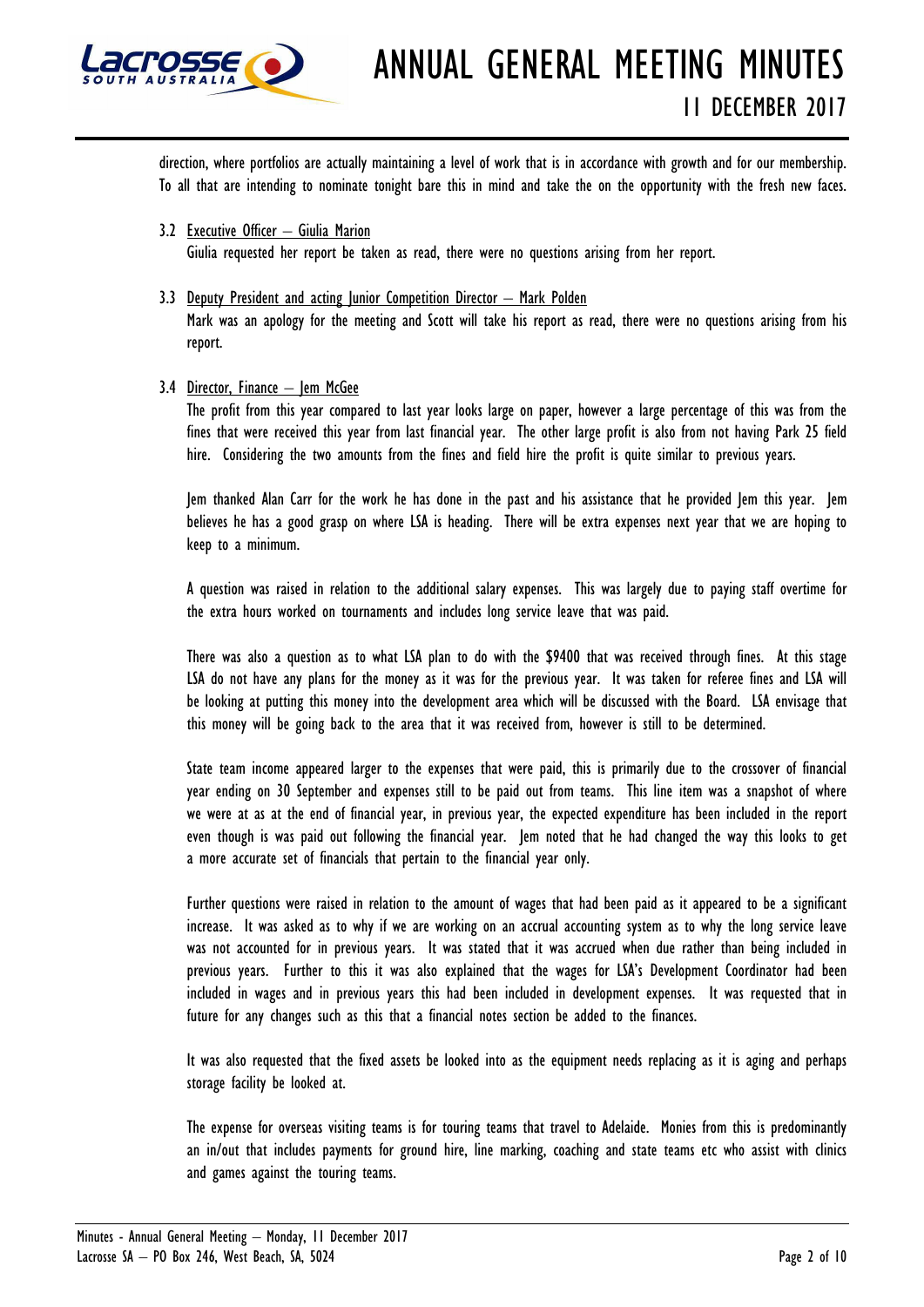direction, where portfolios are actually maintaining a level of work that is in accordance with growth and for our membership. To all that are intending to nominate tonight bare this in mind and take the on the opportunity with the fresh new faces.

3.2 Executive Officer – Giulia Marion

Giulia requested her report be taken as read, there were no questions arising from her report.

3.3 Deputy President and acting Junior Competition Director – Mark Polden

Mark was an apology for the meeting and Scott will take his report as read, there were no questions arising from his report.

3.4 Director, Finance – Jem McGee

The profit from this year compared to last year looks large on paper, however a large percentage of this was from the fines that were received this year from last financial year. The other large profit is also from not having Park 25 field hire. Considering the two amounts from the fines and field hire the profit is quite similar to previous years.

Jem thanked Alan Carr for the work he has done in the past and his assistance that he provided Jem this year. Jem believes he has a good grasp on where LSA is heading. There will be extra expenses next year that we are hoping to keep to a minimum.

A question was raised in relation to the additional salary expenses. This was largely due to paying staff overtime for the extra hours worked on tournaments and includes long service leave that was paid.

There was also a question as to what LSA plan to do with the $9400 that was received through fines. At this stage LSA do not have any plans for the money as it was for the previous year. It was taken for referee fines and LSA will be looking at putting this money into the development area which will be discussed with the Board. LSA envisage that this money will be going back to the area that it was received from, however is still to be determined.

State team income appeared larger to the expenses that were paid, this is primarily due to the crossover of financial year ending on 30 September and expenses still to be paid out from teams. This line item was a snapshot of where we were at as at the end of financial year, in previous year, the expected expenditure has been included in the report even though is was paid out following the financial year. Jem noted that he had changed the way this looks to get a more accurate set of financials that pertain to the financial year only.

Further questions were raised in relation to the amount of wages that had been paid as it appeared to be a significant increase. It was asked as to why if we are working on an accrual accounting system as to why the long service leave was not accounted for in previous years. It was stated that it was accrued when due rather than being included in previous years. Further to this it was also explained that the wages for LSA's Development Coordinator had been included in wages and in previous years this had been included in development expenses. It was requested that in future for any changes such as this that a financial notes section be added to the finances.

It was also requested that the fixed assets be looked into as the equipment needs replacing as it is aging and perhaps storage facility be looked at.

The expense for overseas visiting teams is for touring teams that travel to Adelaide. Monies from this is predominantly an in/out that includes payments for ground hire, line marking, coaching and state teams etc who assist with clinics and games against the touring teams.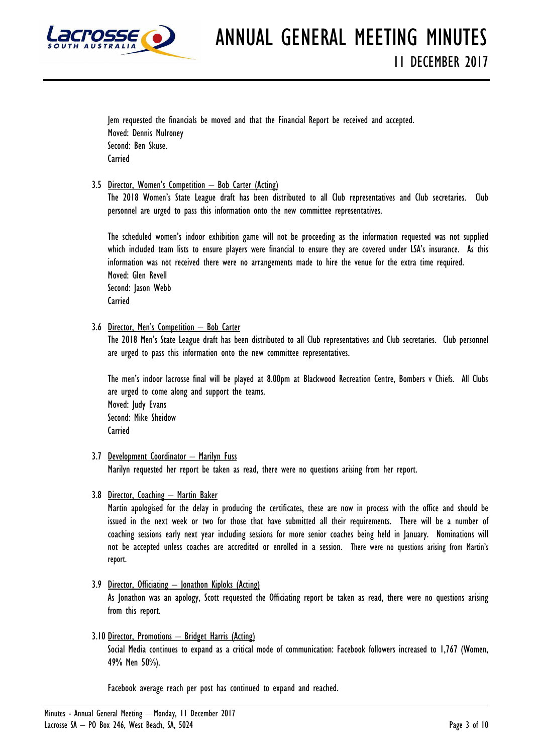Jem requested the financials be moved and that the Financial Report be received and accepted.
Moved: Dennis Mulroney
Second: Ben Skuse.
Carried

3.5 Director, Women's Competition – Bob Carter (Acting)

The 2018 Women's State League draft has been distributed to all Club representatives and Club secretaries. Club personnel are urged to pass this information onto the new committee representatives.

The scheduled women's indoor exhibition game will not be proceeding as the information requested was not supplied which included team lists to ensure players were financial to ensure they are covered under LSA's insurance. As this information was not received there were no arrangements made to hire the venue for the extra time required.
Moved: Glen Revell
Second: Jason Webb
Carried

3.6 Director, Men's Competition – Bob Carter

The 2018 Men's State League draft has been distributed to all Club representatives and Club secretaries. Club personnel are urged to pass this information onto the new committee representatives.

The men's indoor lacrosse final will be played at 8.00pm at Blackwood Recreation Centre, Bombers v Chiefs. All Clubs are urged to come along and support the teams.
Moved: Judy Evans
Second: Mike Sheidow
Carried

3.7 Development Coordinator – Marilyn Fuss

Marilyn requested her report be taken as read, there were no questions arising from her report.

3.8 Director, Coaching – Martin Baker

Martin apologised for the delay in producing the certificates, these are now in process with the office and should be issued in the next week or two for those that have submitted all their requirements. There will be a number of coaching sessions early next year including sessions for more senior coaches being held in January. Nominations will not be accepted unless coaches are accredited or enrolled in a session. There were no questions arising from Martin's report.

3.9 Director, Officiating – Jonathon Kiploks (Acting)

As Jonathon was an apology, Scott requested the Officiating report be taken as read, there were no questions arising from this report.

3.10 Director, Promotions – Bridget Harris (Acting)

Social Media continues to expand as a critical mode of communication: Facebook followers increased to 1,767 (Women, 49% Men 50%).

Facebook average reach per post has continued to expand and reached.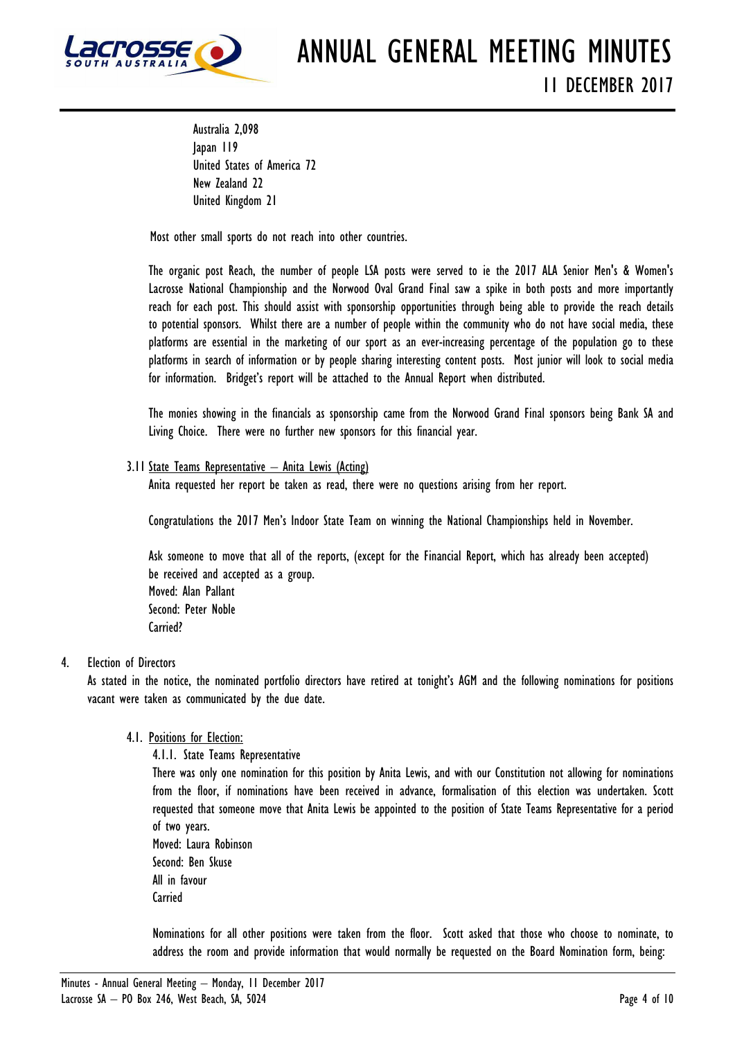Australia 2,098
Japan 119
United States of America 72
New Zealand 22
United Kingdom 21

Most other small sports do not reach into other countries.

The organic post Reach, the number of people LSA posts were served to ie the 2017 ALA Senior Men's & Women's Lacrosse National Championship and the Norwood Oval Grand Final saw a spike in both posts and more importantly reach for each post. This should assist with sponsorship opportunities through being able to provide the reach details to potential sponsors. Whilst there are a number of people within the community who do not have social media, these platforms are essential in the marketing of our sport as an ever-increasing percentage of the population go to these platforms in search of information or by people sharing interesting content posts. Most junior will look to social media for information. Bridget's report will be attached to the Annual Report when distributed.

The monies showing in the financials as sponsorship came from the Norwood Grand Final sponsors being Bank SA and Living Choice. There were no further new sponsors for this financial year.

3.11 State Teams Representative – Anita Lewis (Acting)

Anita requested her report be taken as read, there were no questions arising from her report.

Congratulations the 2017 Men's Indoor State Team on winning the National Championships held in November.

Ask someone to move that all of the reports, (except for the Financial Report, which has already been accepted) be received and accepted as a group.
Moved: Alan Pallant
Second: Peter Noble
Carried?

4. Election of Directors

As stated in the notice, the nominated portfolio directors have retired at tonight's AGM and the following nominations for positions vacant were taken as communicated by the due date.

4.1. Positions for Election:

4.1.1. State Teams Representative

There was only one nomination for this position by Anita Lewis, and with our Constitution not allowing for nominations from the floor, if nominations have been received in advance, formalisation of this election was undertaken. Scott requested that someone move that Anita Lewis be appointed to the position of State Teams Representative for a period of two years.
Moved: Laura Robinson
Second: Ben Skuse
All in favour
Carried

Nominations for all other positions were taken from the floor. Scott asked that those who choose to nominate, to address the room and provide information that would normally be requested on the Board Nomination form, being: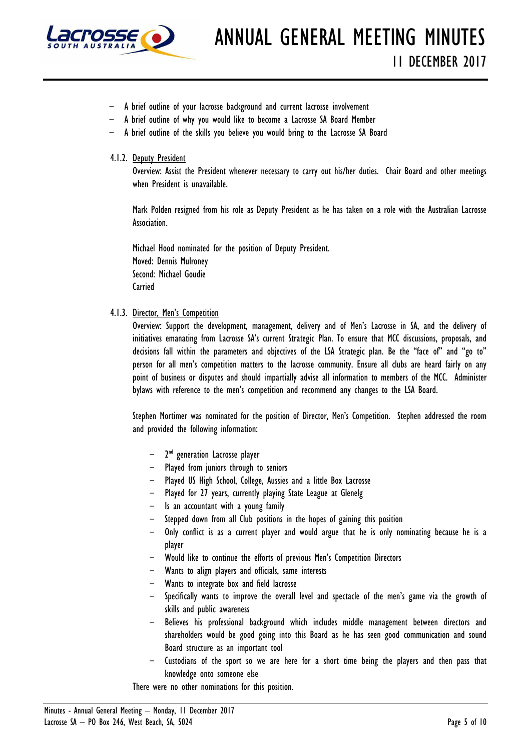- A brief outline of your lacrosse background and current lacrosse involvement
- A brief outline of why you would like to become a Lacrosse SA Board Member
- A brief outline of the skills you believe you would bring to the Lacrosse SA Board

#### 4.1.2. Deputy President

Overview: Assist the President whenever necessary to carry out his/her duties. Chair Board and other meetings when President is unavailable.

Mark Polden resigned from his role as Deputy President as he has taken on a role with the Australian Lacrosse Association.

Michael Hood nominated for the position of Deputy President.
Moved: Dennis Mulroney
Second: Michael Goudie
Carried

#### 4.1.3. Director, Men's Competition

Overview: Support the development, management, delivery and of Men's Lacrosse in SA, and the delivery of initiatives emanating from Lacrosse SA's current Strategic Plan. To ensure that MCC discussions, proposals, and decisions fall within the parameters and objectives of the LSA Strategic plan. Be the "face of" and "go to" person for all men's competition matters to the lacrosse community. Ensure all clubs are heard fairly on any point of business or disputes and should impartially advise all information to members of the MCC. Administer bylaws with reference to the men's competition and recommend any changes to the LSA Board.

Stephen Mortimer was nominated for the position of Director, Men's Competition. Stephen addressed the room and provided the following information:

- 2nd generation Lacrosse player
- Played from juniors through to seniors
- Played US High School, College, Aussies and a little Box Lacrosse
- Played for 27 years, currently playing State League at Glenelg
- Is an accountant with a young family
- Stepped down from all Club positions in the hopes of gaining this position
- Only conflict is as a current player and would argue that he is only nominating because he is a player
- Would like to continue the efforts of previous Men's Competition Directors
- Wants to align players and officials, same interests
- Wants to integrate box and field lacrosse
- Specifically wants to improve the overall level and spectacle of the men's game via the growth of skills and public awareness
- Believes his professional background which includes middle management between directors and shareholders would be good going into this Board as he has seen good communication and sound Board structure as an important tool
- Custodians of the sport so we are here for a short time being the players and then pass that knowledge onto someone else

There were no other nominations for this position.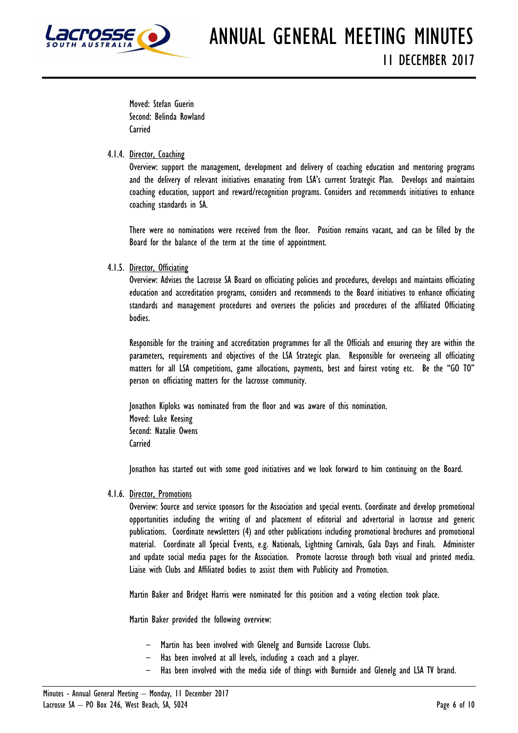Moved: Stefan Guerin
Second: Belinda Rowland
Carried

4.1.4. Director, Coaching

Overview: support the management, development and delivery of coaching education and mentoring programs and the delivery of relevant initiatives emanating from LSA's current Strategic Plan. Develops and maintains coaching education, support and reward/recognition programs. Considers and recommends initiatives to enhance coaching standards in SA.

There were no nominations were received from the floor. Position remains vacant, and can be filled by the Board for the balance of the term at the time of appointment.

4.1.5. Director, Officiating

Overview: Advises the Lacrosse SA Board on officiating policies and procedures, develops and maintains officiating education and accreditation programs, considers and recommends to the Board initiatives to enhance officiating standards and management procedures and oversees the policies and procedures of the affiliated Officiating bodies.

Responsible for the training and accreditation programmes for all the Officials and ensuring they are within the parameters, requirements and objectives of the LSA Strategic plan. Responsible for overseeing all officiating matters for all LSA competitions, game allocations, payments, best and fairest voting etc. Be the "GO TO" person on officiating matters for the lacrosse community.

Jonathon Kiploks was nominated from the floor and was aware of this nomination.
Moved: Luke Keesing
Second: Natalie Owens
Carried

Jonathon has started out with some good initiatives and we look forward to him continuing on the Board.

4.1.6. Director, Promotions

Overview: Source and service sponsors for the Association and special events. Coordinate and develop promotional opportunities including the writing of and placement of editorial and advertorial in lacrosse and generic publications. Coordinate newsletters (4) and other publications including promotional brochures and promotional material. Coordinate all Special Events, e.g. Nationals, Lightning Carnivals, Gala Days and Finals. Administer and update social media pages for the Association. Promote lacrosse through both visual and printed media. Liaise with Clubs and Affiliated bodies to assist them with Publicity and Promotion.

Martin Baker and Bridget Harris were nominated for this position and a voting election took place.

Martin Baker provided the following overview:

- Martin has been involved with Glenelg and Burnside Lacrosse Clubs.
- Has been involved at all levels, including a coach and a player.
- Has been involved with the media side of things with Burnside and Glenelg and LSA TV brand.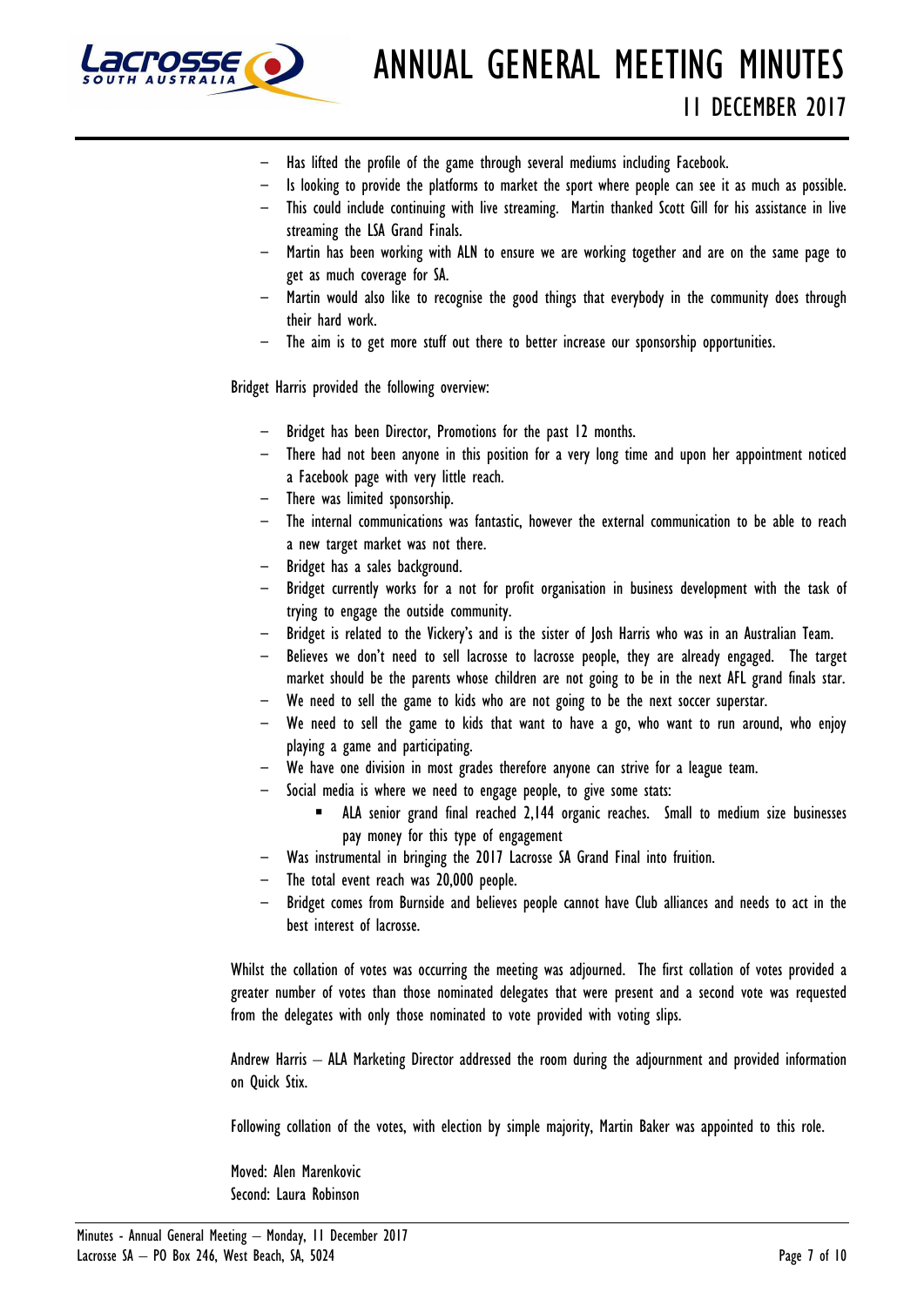- Has lifted the profile of the game through several mediums including Facebook.
- Is looking to provide the platforms to market the sport where people can see it as much as possible.
- This could include continuing with live streaming. Martin thanked Scott Gill for his assistance in live streaming the LSA Grand Finals.
- Martin has been working with ALN to ensure we are working together and are on the same page to get as much coverage for SA.
- Martin would also like to recognise the good things that everybody in the community does through their hard work.
- The aim is to get more stuff out there to better increase our sponsorship opportunities.

Bridget Harris provided the following overview:

- Bridget has been Director, Promotions for the past 12 months.
- There had not been anyone in this position for a very long time and upon her appointment noticed a Facebook page with very little reach.
- There was limited sponsorship.
- The internal communications was fantastic, however the external communication to be able to reach a new target market was not there.
- Bridget has a sales background.
- Bridget currently works for a not for profit organisation in business development with the task of trying to engage the outside community.
- Bridget is related to the Vickery's and is the sister of Josh Harris who was in an Australian Team.
- Believes we don't need to sell lacrosse to lacrosse people, they are already engaged. The target market should be the parents whose children are not going to be in the next AFL grand finals star.
- We need to sell the game to kids who are not going to be the next soccer superstar.
- We need to sell the game to kids that want to have a go, who want to run around, who enjoy playing a game and participating.
- We have one division in most grades therefore anyone can strive for a league team.
- Social media is where we need to engage people, to give some stats:
    - ALA senior grand final reached 2,144 organic reaches. Small to medium size businesses pay money for this type of engagement
- Was instrumental in bringing the 2017 Lacrosse SA Grand Final into fruition.
- The total event reach was 20,000 people.
- Bridget comes from Burnside and believes people cannot have Club alliances and needs to act in the best interest of lacrosse.

Whilst the collation of votes was occurring the meeting was adjourned. The first collation of votes provided a greater number of votes than those nominated delegates that were present and a second vote was requested from the delegates with only those nominated to vote provided with voting slips.

Andrew Harris – ALA Marketing Director addressed the room during the adjournment and provided information on Quick Stix.

Following collation of the votes, with election by simple majority, Martin Baker was appointed to this role.

Moved: Alen Marenkovic
Second: Laura Robinson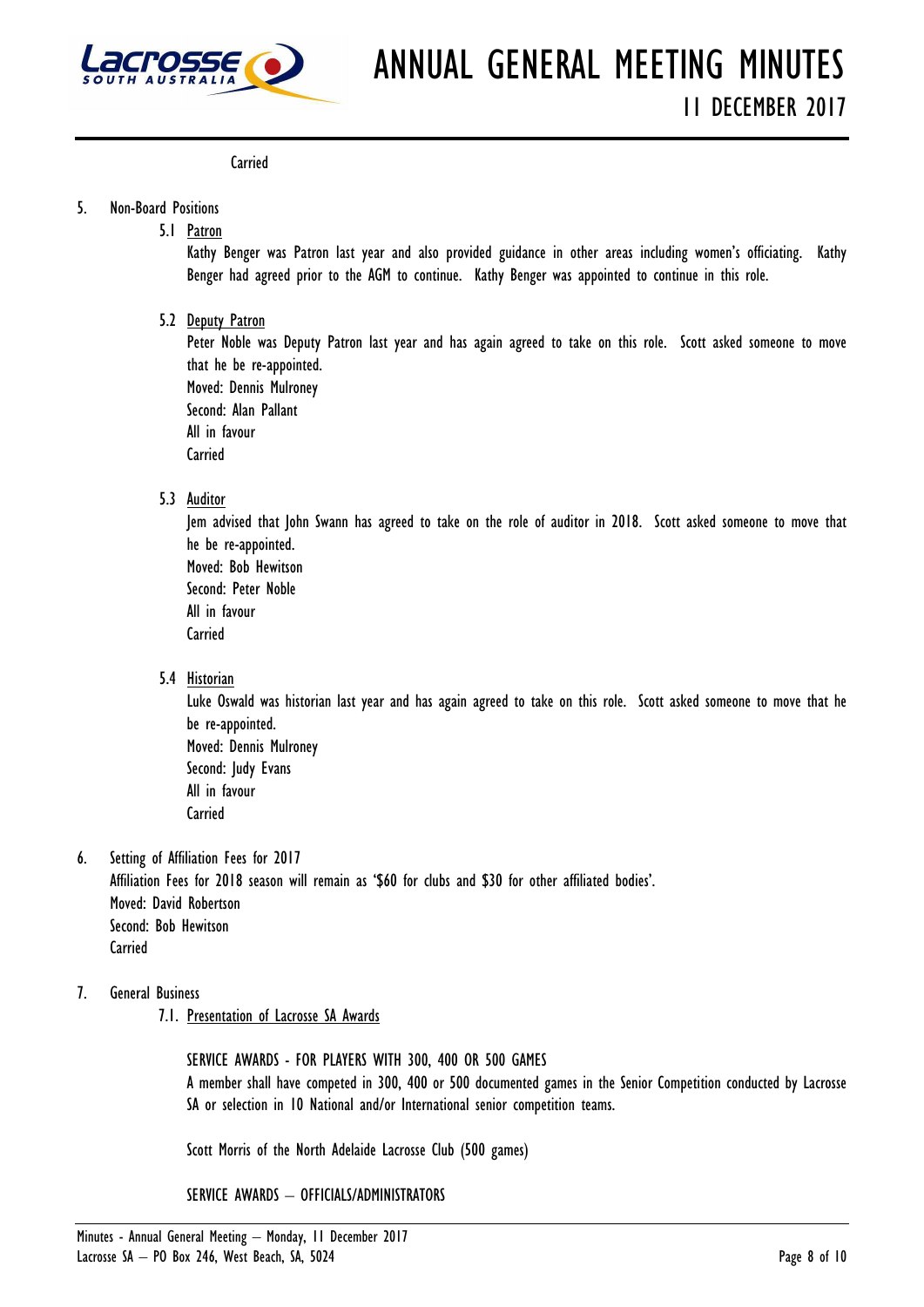Carried

5. Non-Board Positions

   5.1 Patron

   Kathy Benger was Patron last year and also provided guidance in other areas including women's officiating. Kathy Benger had agreed prior to the AGM to continue. Kathy Benger was appointed to continue in this role.

   5.2 Deputy Patron

   Peter Noble was Deputy Patron last year and has again agreed to take on this role. Scott asked someone to move that he be re-appointed.
   Moved: Dennis Mulroney
   Second: Alan Pallant
   All in favour
   Carried

   5.3 Auditor

   Jem advised that John Swann has agreed to take on the role of auditor in 2018. Scott asked someone to move that he be re-appointed.
   Moved: Bob Hewitson
   Second: Peter Noble
   All in favour
   Carried

   5.4 Historian

   Luke Oswald was historian last year and has again agreed to take on this role. Scott asked someone to move that he be re-appointed.
   Moved: Dennis Mulroney
   Second: Judy Evans
   All in favour
   Carried

6. Setting of Affiliation Fees for 2017

   Affiliation Fees for 2018 season will remain as '$60 for clubs and $30 for other affiliated bodies'.
   Moved: David Robertson
   Second: Bob Hewitson
   Carried

7. General Business

   7.1. Presentation of Lacrosse SA Awards

   SERVICE AWARDS - FOR PLAYERS WITH 300, 400 OR 500 GAMES

   A member shall have competed in 300, 400 or 500 documented games in the Senior Competition conducted by Lacrosse SA or selection in 10 National and/or International senior competition teams.

   Scott Morris of the North Adelaide Lacrosse Club (500 games)

   SERVICE AWARDS – OFFICIALS/ADMINISTRATORS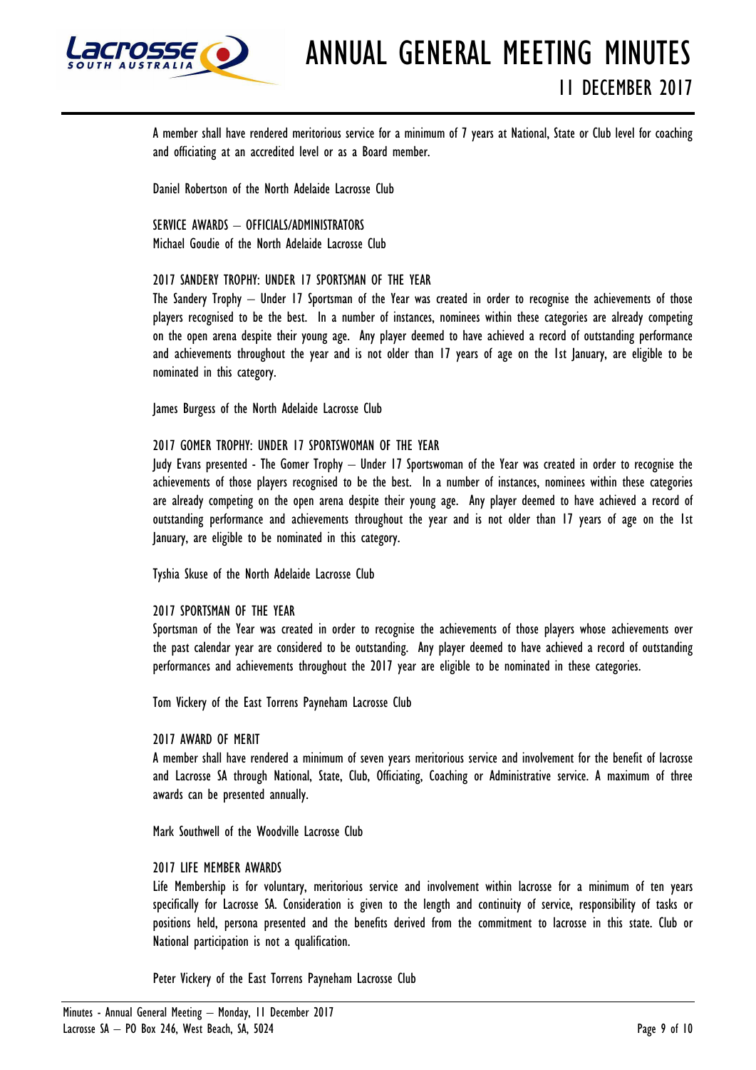A member shall have rendered meritorious service for a minimum of 7 years at National, State or Club level for coaching and officiating at an accredited level or as a Board member.

Daniel Robertson of the North Adelaide Lacrosse Club

SERVICE AWARDS – OFFICIALS/ADMINISTRATORS
Michael Goudie of the North Adelaide Lacrosse Club

2017 SANDERY TROPHY: UNDER 17 SPORTSMAN OF THE YEAR
The Sandery Trophy – Under 17 Sportsman of the Year was created in order to recognise the achievements of those players recognised to be the best. In a number of instances, nominees within these categories are already competing on the open arena despite their young age. Any player deemed to have achieved a record of outstanding performance and achievements throughout the year and is not older than 17 years of age on the 1st January, are eligible to be nominated in this category.

James Burgess of the North Adelaide Lacrosse Club

2017 GOMER TROPHY: UNDER 17 SPORTSWOMAN OF THE YEAR
Judy Evans presented - The Gomer Trophy – Under 17 Sportswoman of the Year was created in order to recognise the achievements of those players recognised to be the best. In a number of instances, nominees within these categories are already competing on the open arena despite their young age. Any player deemed to have achieved a record of outstanding performance and achievements throughout the year and is not older than 17 years of age on the 1st January, are eligible to be nominated in this category.

Tyshia Skuse of the North Adelaide Lacrosse Club

2017 SPORTSMAN OF THE YEAR
Sportsman of the Year was created in order to recognise the achievements of those players whose achievements over the past calendar year are considered to be outstanding. Any player deemed to have achieved a record of outstanding performances and achievements throughout the 2017 year are eligible to be nominated in these categories.

Tom Vickery of the East Torrens Payneham Lacrosse Club

2017 AWARD OF MERIT
A member shall have rendered a minimum of seven years meritorious service and involvement for the benefit of lacrosse and Lacrosse SA through National, State, Club, Officiating, Coaching or Administrative service. A maximum of three awards can be presented annually.

Mark Southwell of the Woodville Lacrosse Club

2017 LIFE MEMBER AWARDS
Life Membership is for voluntary, meritorious service and involvement within lacrosse for a minimum of ten years specifically for Lacrosse SA. Consideration is given to the length and continuity of service, responsibility of tasks or positions held, persona presented and the benefits derived from the commitment to lacrosse in this state. Club or National participation is not a qualification.

Peter Vickery of the East Torrens Payneham Lacrosse Club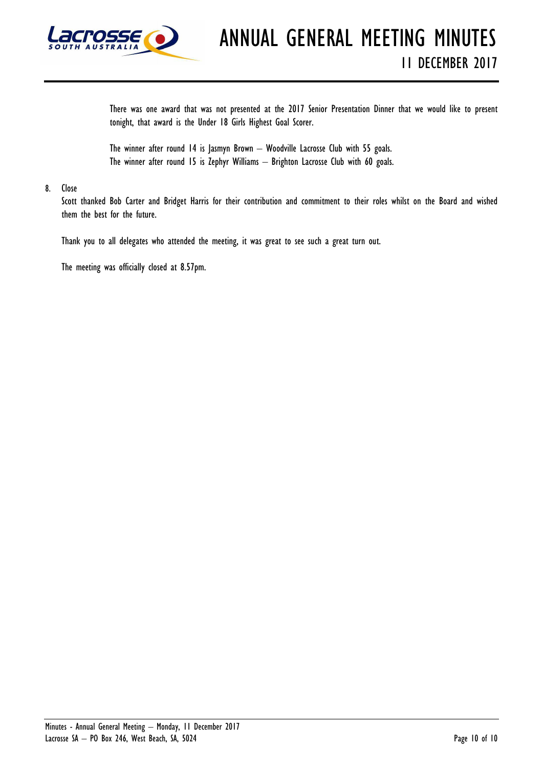There was one award that was not presented at the 2017 Senior Presentation Dinner that we would like to present tonight, that award is the Under 18 Girls Highest Goal Scorer.

The winner after round 14 is Jasmyn Brown – Woodville Lacrosse Club with 55 goals.
The winner after round 15 is Zephyr Williams – Brighton Lacrosse Club with 60 goals.

8. Close

Scott thanked Bob Carter and Bridget Harris for their contribution and commitment to their roles whilst on the Board and wished them the best for the future.

Thank you to all delegates who attended the meeting, it was great to see such a great turn out.

The meeting was officially closed at 8.57pm.